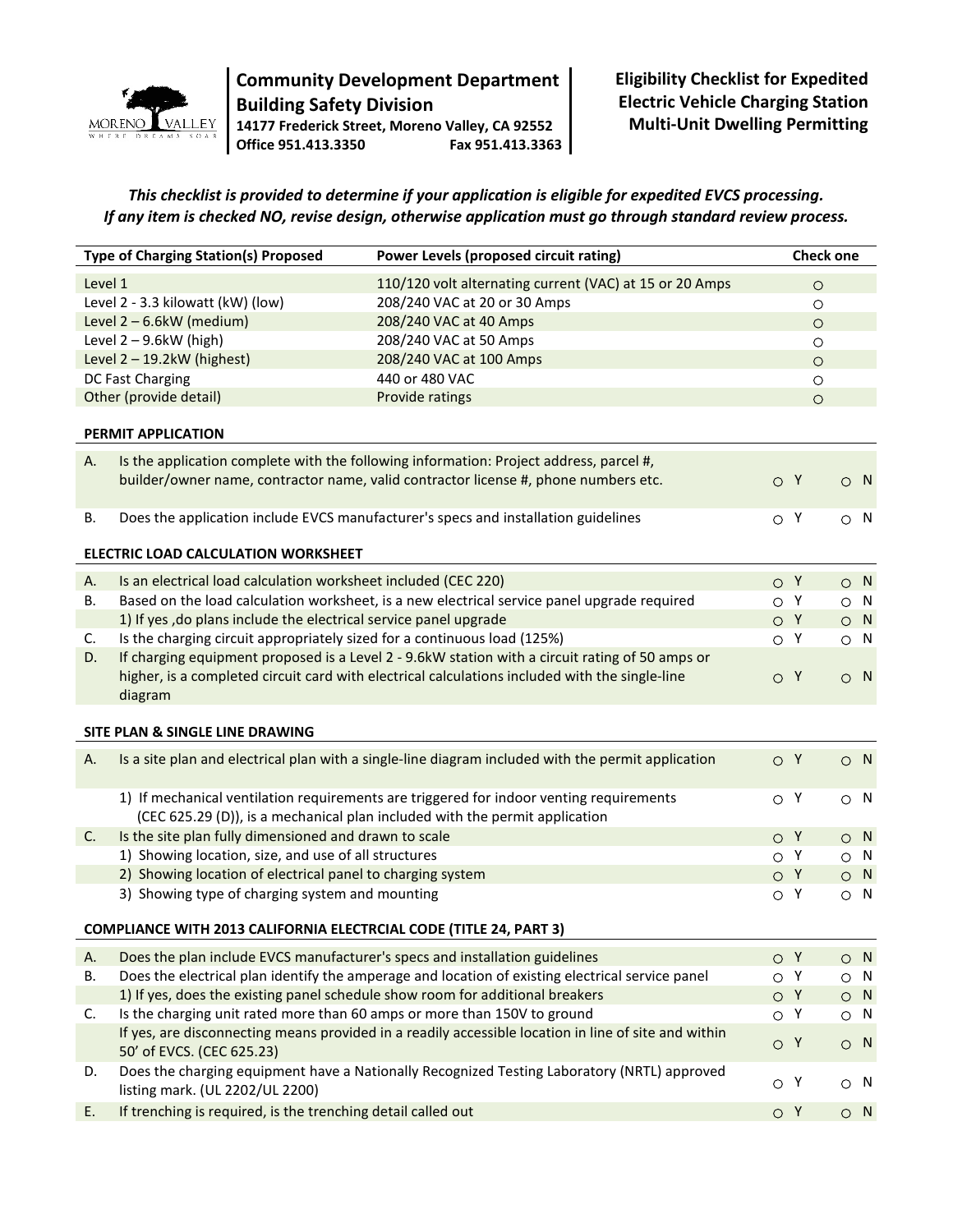**Community Development Department**
**Building Safety Division**
**14177 Frederick Street, Moreno Valley, CA 92552**
**Office 951.413.3350 Fax 951.413.3363**

# Eligibility Checklist for Expedited Electric Vehicle Charging Station Multi-Unit Dwelling Permitting

***This checklist is provided to determine if your application is eligible for expedited EVCS processing. If any item is checked NO, revise design, otherwise application must go through standard review process.***

| Type of Charging Station(s) Proposed | Power Levels (proposed circuit rating) | Check one |
|---|---|---|
| Level 1 | 110/120 volt alternating current (VAC) at 15 or 20 Amps | ○ |
| Level 2 - 3.3 kilowatt (kW) (low) | 208/240 VAC at 20 or 30 Amps | ○ |
| Level 2 – 6.6kW (medium) | 208/240 VAC at 40 Amps | ○ |
| Level 2 – 9.6kW (high) | 208/240 VAC at 50 Amps | ○ |
| Level 2 – 19.2kW (highest) | 208/240 VAC at 100 Amps | ○ |
| DC Fast Charging | 440 or 480 VAC | ○ |
| Other (provide detail) | Provide ratings | ○ |

**PERMIT APPLICATION**

| | | | |
|---|---|---|---|
| A. | Is the application complete with the following information: Project address, parcel #, builder/owner name, contractor name, valid contractor license #, phone numbers etc. | ○ Y | ○ N |
| B. | Does the application include EVCS manufacturer's specs and installation guidelines | ○ Y | ○ N |

**ELECTRIC LOAD CALCULATION WORKSHEET**

| | | | |
|---|---|---|---|
| A. | Is an electrical load calculation worksheet included (CEC 220) | ○ Y | ○ N |
| B. | Based on the load calculation worksheet, is a new electrical service panel upgrade required | ○ Y | ○ N |
| | 1) If yes ,do plans include the electrical service panel upgrade | ○ Y | ○ N |
| C. | Is the charging circuit appropriately sized for a continuous load (125%) | ○ Y | ○ N |
| D. | If charging equipment proposed is a Level 2 - 9.6kW station with a circuit rating of 50 amps or higher, is a completed circuit card with electrical calculations included with the single-line diagram | ○ Y | ○ N |

**SITE PLAN & SINGLE LINE DRAWING**

| | | | |
|---|---|---|---|
| A. | Is a site plan and electrical plan with a single-line diagram included with the permit application | ○ Y | ○ N |
| | 1) If mechanical ventilation requirements are triggered for indoor venting requirements (CEC 625.29 (D)), is a mechanical plan included with the permit application | ○ Y | ○ N |
| C. | Is the site plan fully dimensioned and drawn to scale | ○ Y | ○ N |
| | 1) Showing location, size, and use of all structures | ○ Y | ○ N |
| | 2) Showing location of electrical panel to charging system | ○ Y | ○ N |
| | 3) Showing type of charging system and mounting | ○ Y | ○ N |

**COMPLIANCE WITH 2013 CALIFORNIA ELECTRCIAL CODE (TITLE 24, PART 3)**

| | | | |
|---|---|---|---|
| A. | Does the plan include EVCS manufacturer's specs and installation guidelines | ○ Y | ○ N |
| B. | Does the electrical plan identify the amperage and location of existing electrical service panel | ○ Y | ○ N |
| | 1) If yes, does the existing panel schedule show room for additional breakers | ○ Y | ○ N |
| C. | Is the charging unit rated more than 60 amps or more than 150V to ground | ○ Y | ○ N |
| | If yes, are disconnecting means provided in a readily accessible location in line of site and within 50' of EVCS. (CEC 625.23) | ○ Y | ○ N |
| D. | Does the charging equipment have a Nationally Recognized Testing Laboratory (NRTL) approved listing mark. (UL 2202/UL 2200) | ○ Y | ○ N |
| E. | If trenching is required, is the trenching detail called out | ○ Y | ○ N |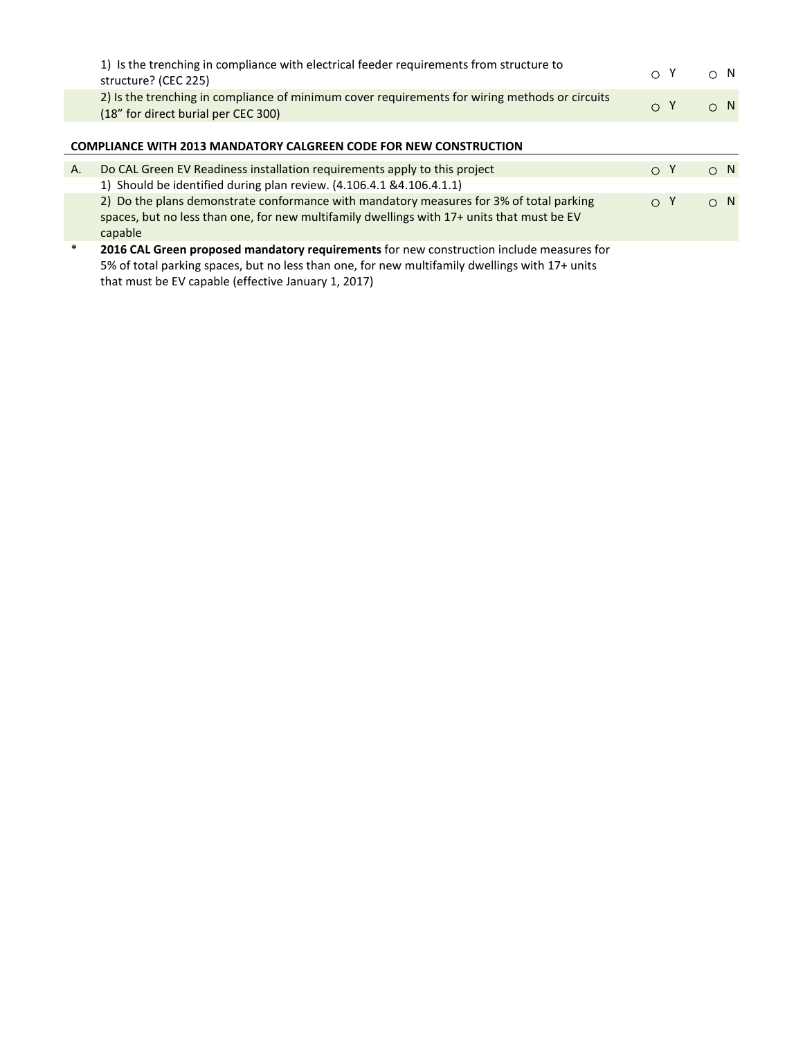| | | | |
|---|---|---|---|
| | 1) Is the trenching in compliance with electrical feeder requirements from structure to structure? (CEC 225) | ○ Y | ○ N |
| | 2) Is the trenching in compliance of minimum cover requirements for wiring methods or circuits (18" for direct burial per CEC 300) | ○ Y | ○ N |

**COMPLIANCE WITH 2013 MANDATORY CALGREEN CODE FOR NEW CONSTRUCTION**

| | | | |
|---|---|---|---|
| A. | Do CAL Green EV Readiness installation requirements apply to this project | ○ Y | ○ N |
| | 1) Should be identified during plan review. (4.106.4.1 &4.106.4.1.1) | | |
| | 2) Do the plans demonstrate conformance with mandatory measures for 3% of total parking spaces, but no less than one, for new multifamily dwellings with 17+ units that must be EV capable | ○ Y | ○ N |
| * | **2016 CAL Green proposed mandatory requirements** for new construction include measures for 5% of total parking spaces, but no less than one, for new multifamily dwellings with 17+ units that must be EV capable (effective January 1, 2017) | | |